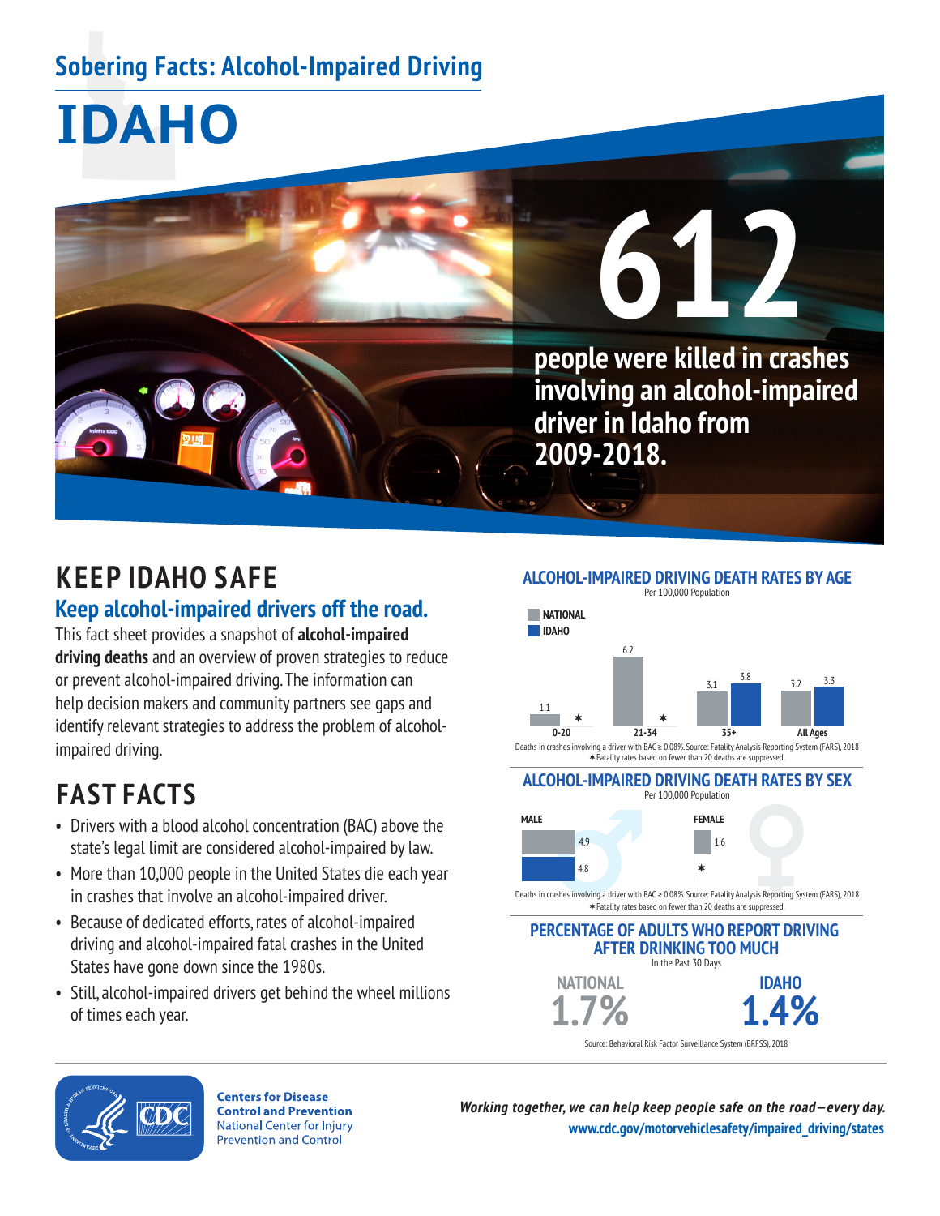# Sobering Facts: Alcohol-Impaired Driving

# IDAHO

**612**

**people were killed in crashes involving an alcohol-impaired driver in Idaho from 2009-2018.**

## KEEP IDAHO SAFE

### Keep alcohol-impaired drivers off the road.

This fact sheet provides a snapshot of **alcohol-impaired driving deaths** and an overview of proven strategies to reduce or prevent alcohol-impaired driving. The information can help decision makers and community partners see gaps and identify relevant strategies to address the problem of alcohol-impaired driving.

## FAST FACTS

- Drivers with a blood alcohol concentration (BAC) above the state's legal limit are considered alcohol-impaired by law.
- More than 10,000 people in the United States die each year in crashes that involve an alcohol-impaired driver.
- Because of dedicated efforts, rates of alcohol-impaired driving and alcohol-impaired fatal crashes in the United States have gone down since the 1980s.
- Still, alcohol-impaired drivers get behind the wheel millions of times each year.

### ALCOHOL-IMPAIRED DRIVING DEATH RATES BY AGE

Per 100,000 Population

| Age | National | Idaho |
|---|---|---|
| 0-20 | 1.1 | * |
| 21-34 | 6.2 | * |
| 35+ | 3.1 | 3.8 |
| All Ages | 3.2 | 3.3 |

Deaths in crashes involving a driver with BAC ≥ 0.08%. Source: Fatality Analysis Reporting System (FARS), 2018
* Fatality rates based on fewer than 20 deaths are suppressed.

### ALCOHOL-IMPAIRED DRIVING DEATH RATES BY SEX

Per 100,000 Population

| Sex | National | Idaho |
|---|---|---|
| Male | 4.9 | 4.8 |
| Female | 1.6 | * |

Deaths in crashes involving a driver with BAC ≥ 0.08%. Source: Fatality Analysis Reporting System (FARS), 2018
* Fatality rates based on fewer than 20 deaths are suppressed.

### PERCENTAGE OF ADULTS WHO REPORT DRIVING AFTER DRINKING TOO MUCH

In the Past 30 Days

| NATIONAL | IDAHO |
|---|---|
| 1.7% | 1.4% |

Source: Behavioral Risk Factor Surveillance System (BRFSS), 2018

**Centers for Disease Control and Prevention**
National Center for Injury Prevention and Control

*Working together, we can help keep people safe on the road—every day.*
**www.cdc.gov/motorvehiclesafety/impaired_driving/states**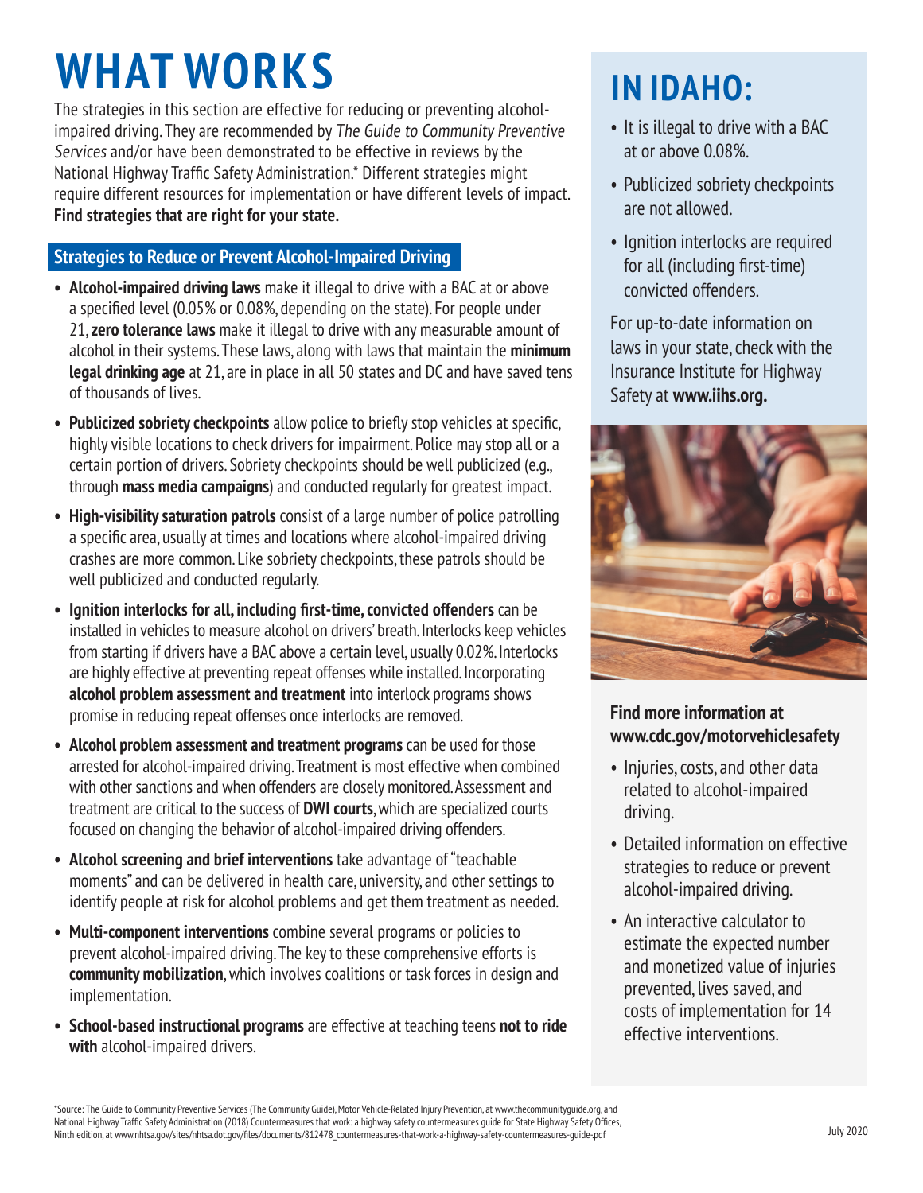# WHAT WORKS

The strategies in this section are effective for reducing or preventing alcohol-impaired driving. They are recommended by *The Guide to Community Preventive Services* and/or have been demonstrated to be effective in reviews by the National Highway Traffic Safety Administration.* Different strategies might require different resources for implementation or have different levels of impact. **Find strategies that are right for your state.**

### Strategies to Reduce or Prevent Alcohol-Impaired Driving

- **Alcohol-impaired driving laws** make it illegal to drive with a BAC at or above a specified level (0.05% or 0.08%, depending on the state). For people under 21, **zero tolerance laws** make it illegal to drive with any measurable amount of alcohol in their systems. These laws, along with laws that maintain the **minimum legal drinking age** at 21, are in place in all 50 states and DC and have saved tens of thousands of lives.
- **Publicized sobriety checkpoints** allow police to briefly stop vehicles at specific, highly visible locations to check drivers for impairment. Police may stop all or a certain portion of drivers. Sobriety checkpoints should be well publicized (e.g., through **mass media campaigns**) and conducted regularly for greatest impact.
- **High-visibility saturation patrols** consist of a large number of police patrolling a specific area, usually at times and locations where alcohol-impaired driving crashes are more common. Like sobriety checkpoints, these patrols should be well publicized and conducted regularly.
- **Ignition interlocks for all, including first-time, convicted offenders** can be installed in vehicles to measure alcohol on drivers' breath. Interlocks keep vehicles from starting if drivers have a BAC above a certain level, usually 0.02%. Interlocks are highly effective at preventing repeat offenses while installed. Incorporating **alcohol problem assessment and treatment** into interlock programs shows promise in reducing repeat offenses once interlocks are removed.
- **Alcohol problem assessment and treatment programs** can be used for those arrested for alcohol-impaired driving. Treatment is most effective when combined with other sanctions and when offenders are closely monitored. Assessment and treatment are critical to the success of **DWI courts**, which are specialized courts focused on changing the behavior of alcohol-impaired driving offenders.
- **Alcohol screening and brief interventions** take advantage of "teachable moments" and can be delivered in health care, university, and other settings to identify people at risk for alcohol problems and get them treatment as needed.
- **Multi-component interventions** combine several programs or policies to prevent alcohol-impaired driving. The key to these comprehensive efforts is **community mobilization**, which involves coalitions or task forces in design and implementation.
- **School-based instructional programs** are effective at teaching teens **not to ride with** alcohol-impaired drivers.

# IN IDAHO:

- It is illegal to drive with a BAC at or above 0.08%.
- Publicized sobriety checkpoints are not allowed.
- Ignition interlocks are required for all (including first-time) convicted offenders.

For up-to-date information on laws in your state, check with the Insurance Institute for Highway Safety at **www.iihs.org.**

**Find more information at www.cdc.gov/motorvehiclesafety**

- Injuries, costs, and other data related to alcohol-impaired driving.
- Detailed information on effective strategies to reduce or prevent alcohol-impaired driving.
- An interactive calculator to estimate the expected number and monetized value of injuries prevented, lives saved, and costs of implementation for 14 effective interventions.

*Source: The Guide to Community Preventive Services (The Community Guide), Motor Vehicle-Related Injury Prevention, at www.thecommunityguide.org, and National Highway Traffic Safety Administration (2018) Countermeasures that work: a highway safety countermeasures guide for State Highway Safety Offices, Ninth edition, at www.nhtsa.gov/sites/nhtsa.dot.gov/files/documents/812478_countermeasures-that-work-a-highway-safety-countermeasures-guide-.pdf

July 2020